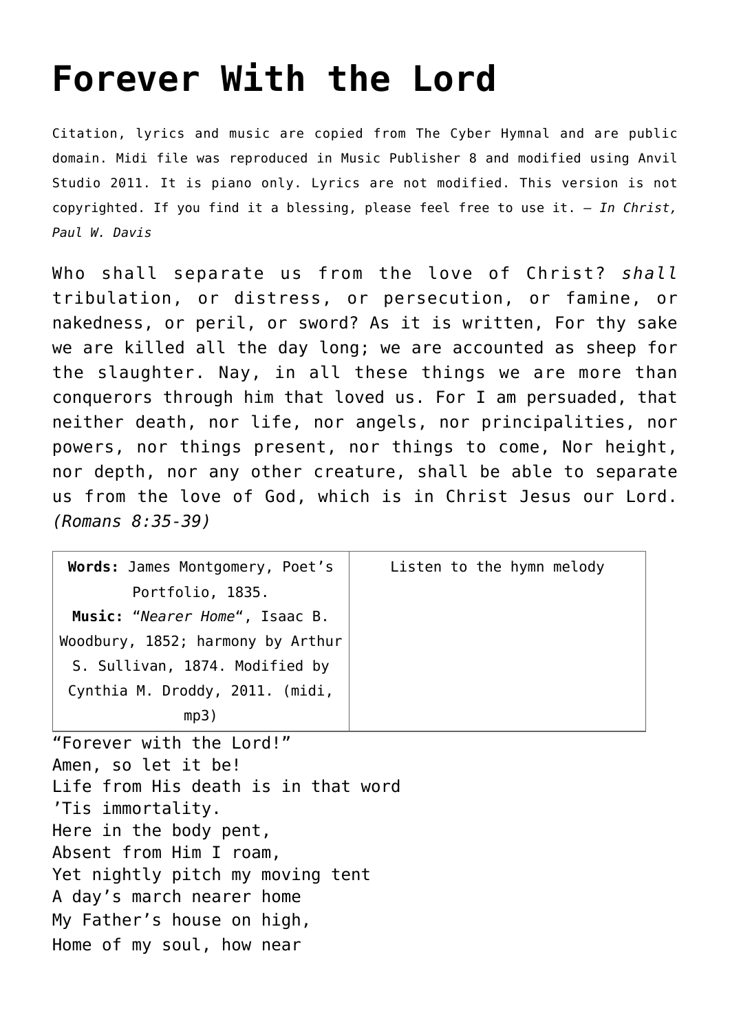# Forever With the Lord

Citation, lyrics and music are copied from The Cyber Hymnal and are public domain. Midi file was reproduced in Music Publisher 8 and modified using Anvil Studio 2011. It is piano only. Lyrics are not modified. This version is not copyrighted. If you find it a blessing, please feel free to use it. – *In Christ, Paul W. Davis*

Who shall separate us from the love of Christ? *shall* tribulation, or distress, or persecution, or famine, or nakedness, or peril, or sword? As it is written, For thy sake we are killed all the day long; we are accounted as sheep for the slaughter. Nay, in all these things we are more than conquerors through him that loved us. For I am persuaded, that neither death, nor life, nor angels, nor principalities, nor powers, nor things present, nor things to come, Nor height, nor depth, nor any other creature, shall be able to separate us from the love of God, which is in Christ Jesus our Lord. *(Romans 8:35-39)*

| **Words:** James Montgomery, Poet's Portfolio, 1835. **Music:** "*Nearer Home*", Isaac B. Woodbury, 1852; harmony by Arthur S. Sullivan, 1874. Modified by Cynthia M. Droddy, 2011. (midi, mp3) | Listen to the hymn melody |
|---|---|

"Forever with the Lord!"
Amen, so let it be!
Life from His death is in that word
'Tis immortality.
Here in the body pent,
Absent from Him I roam,
Yet nightly pitch my moving tent
A day's march nearer home
My Father's house on high,
Home of my soul, how near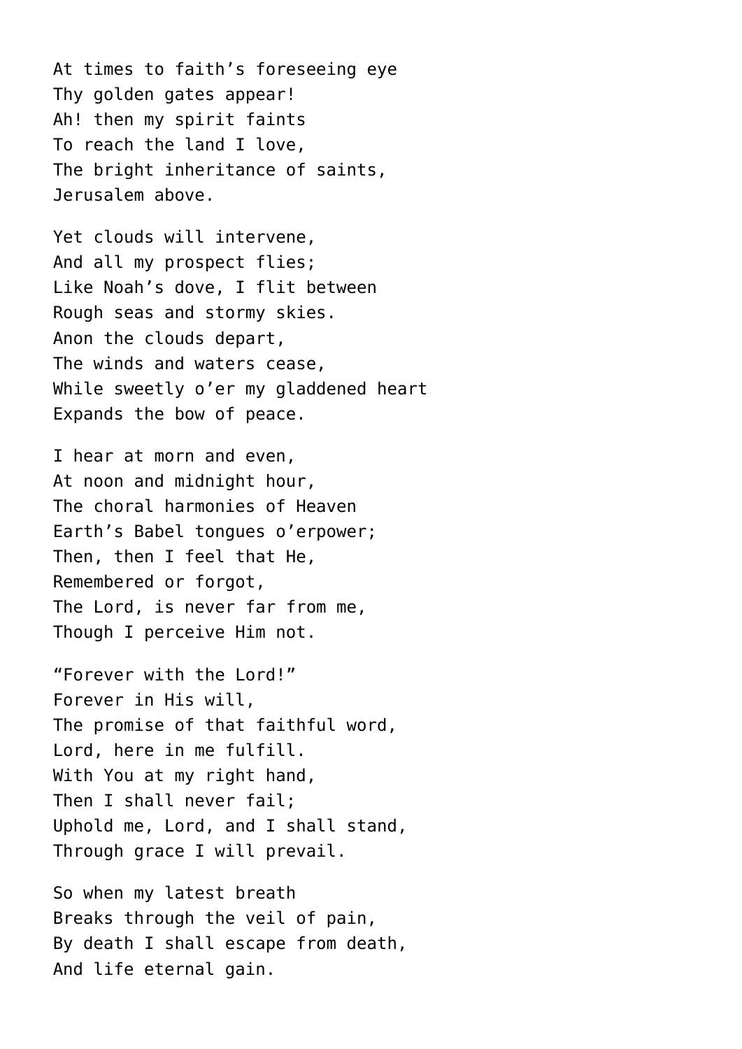At times to faith's foreseeing eye  
Thy golden gates appear!  
Ah! then my spirit faints  
To reach the land I love,  
The bright inheritance of saints,  
Jerusalem above.

Yet clouds will intervene,  
And all my prospect flies;  
Like Noah's dove, I flit between  
Rough seas and stormy skies.  
Anon the clouds depart,  
The winds and waters cease,  
While sweetly o'er my gladdened heart  
Expands the bow of peace.

I hear at morn and even,  
At noon and midnight hour,  
The choral harmonies of Heaven  
Earth's Babel tongues o'erpower;  
Then, then I feel that He,  
Remembered or forgot,  
The Lord, is never far from me,  
Though I perceive Him not.

"Forever with the Lord!"  
Forever in His will,  
The promise of that faithful word,  
Lord, here in me fulfill.  
With You at my right hand,  
Then I shall never fail;  
Uphold me, Lord, and I shall stand,  
Through grace I will prevail.

So when my latest breath  
Breaks through the veil of pain,  
By death I shall escape from death,  
And life eternal gain.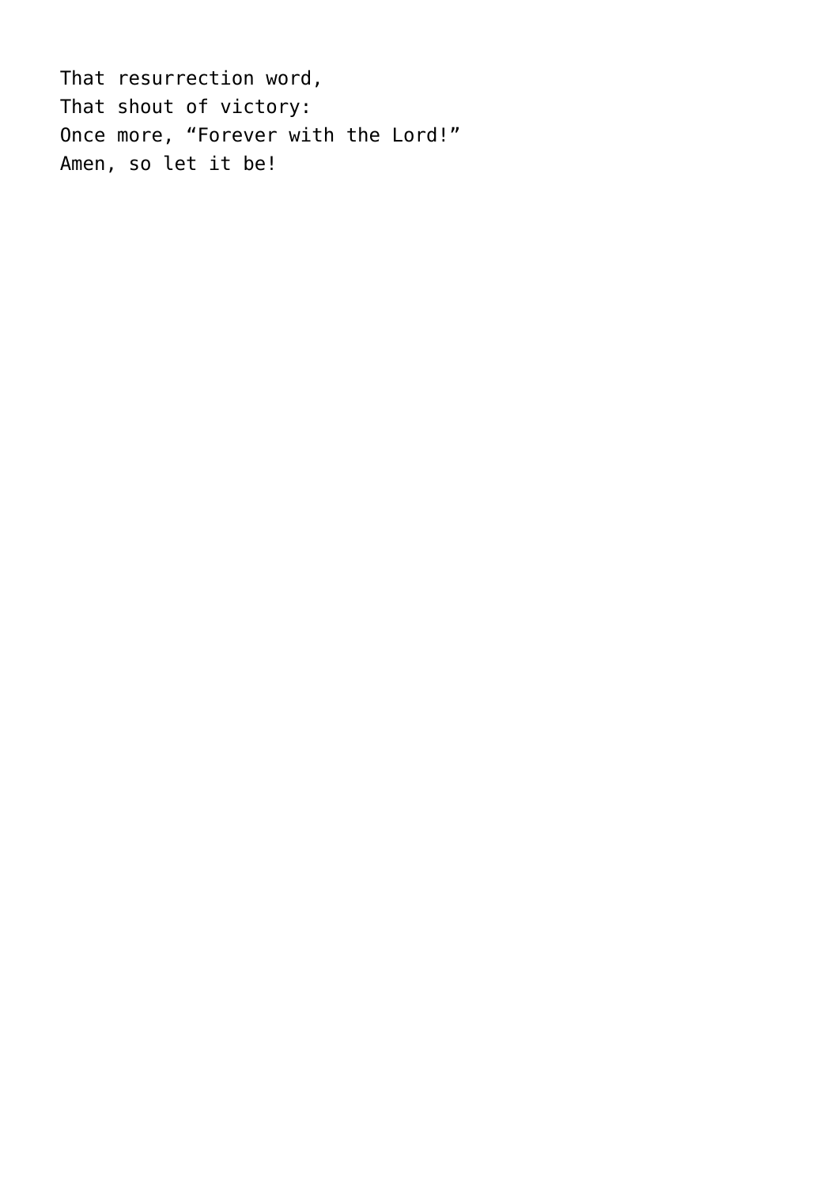That resurrection word,
That shout of victory:
Once more, “Forever with the Lord!”
Amen, so let it be!